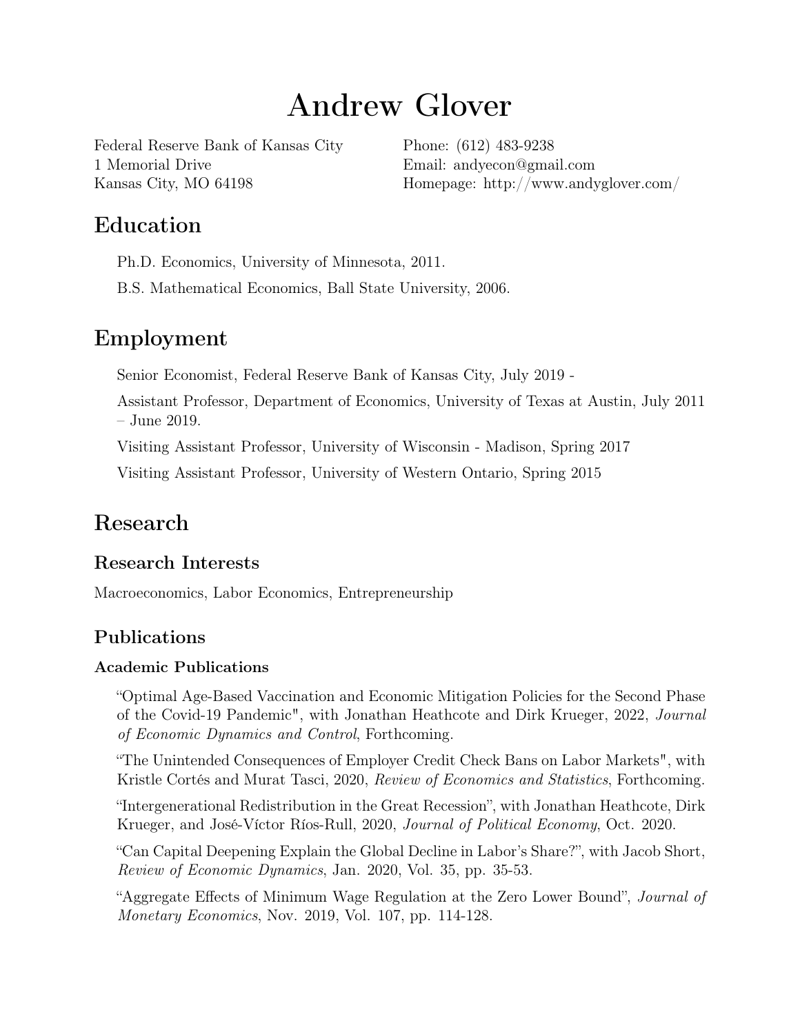# Andrew Glover

Federal Reserve Bank of Kansas City
1 Memorial Drive
Kansas City, MO 64198

Phone: (612) 483-9238
Email: andyecon@gmail.com
Homepage: http://www.andyglover.com/

## Education

Ph.D. Economics, University of Minnesota, 2011.

B.S. Mathematical Economics, Ball State University, 2006.

## Employment

Senior Economist, Federal Reserve Bank of Kansas City, July 2019 -

Assistant Professor, Department of Economics, University of Texas at Austin, July 2011 – June 2019.

Visiting Assistant Professor, University of Wisconsin - Madison, Spring 2017

Visiting Assistant Professor, University of Western Ontario, Spring 2015

## Research

### Research Interests

Macroeconomics, Labor Economics, Entrepreneurship

### Publications

#### Academic Publications

"Optimal Age-Based Vaccination and Economic Mitigation Policies for the Second Phase of the Covid-19 Pandemic", with Jonathan Heathcote and Dirk Krueger, 2022, *Journal of Economic Dynamics and Control*, Forthcoming.

"The Unintended Consequences of Employer Credit Check Bans on Labor Markets", with Kristle Cortés and Murat Tasci, 2020, *Review of Economics and Statistics*, Forthcoming.

"Intergenerational Redistribution in the Great Recession", with Jonathan Heathcote, Dirk Krueger, and José-Víctor Ríos-Rull, 2020, *Journal of Political Economy*, Oct. 2020.

"Can Capital Deepening Explain the Global Decline in Labor's Share?", with Jacob Short, *Review of Economic Dynamics*, Jan. 2020, Vol. 35, pp. 35-53.

"Aggregate Effects of Minimum Wage Regulation at the Zero Lower Bound", *Journal of Monetary Economics*, Nov. 2019, Vol. 107, pp. 114-128.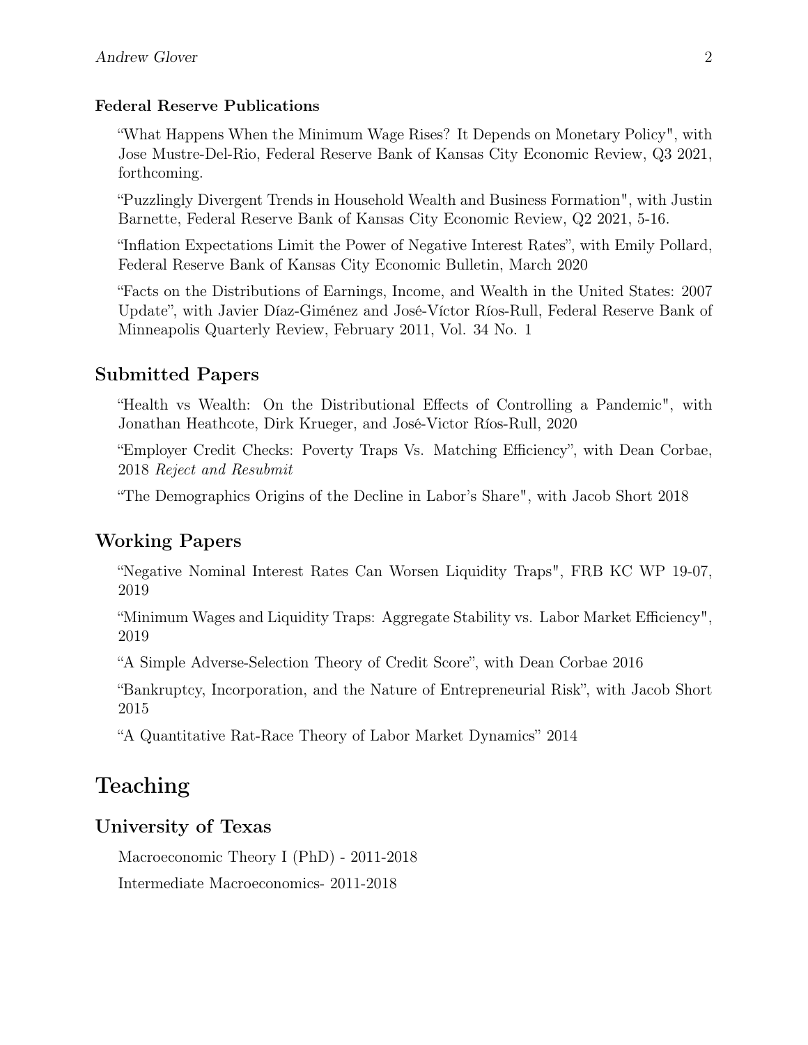### Federal Reserve Publications

"What Happens When the Minimum Wage Rises? It Depends on Monetary Policy", with Jose Mustre-Del-Rio, Federal Reserve Bank of Kansas City Economic Review, Q3 2021, forthcoming.

"Puzzlingly Divergent Trends in Household Wealth and Business Formation", with Justin Barnette, Federal Reserve Bank of Kansas City Economic Review, Q2 2021, 5-16.

"Inflation Expectations Limit the Power of Negative Interest Rates", with Emily Pollard, Federal Reserve Bank of Kansas City Economic Bulletin, March 2020

"Facts on the Distributions of Earnings, Income, and Wealth in the United States: 2007 Update", with Javier Díaz-Giménez and José-Víctor Ríos-Rull, Federal Reserve Bank of Minneapolis Quarterly Review, February 2011, Vol. 34 No. 1

## Submitted Papers

"Health vs Wealth: On the Distributional Effects of Controlling a Pandemic", with Jonathan Heathcote, Dirk Krueger, and José-Victor Ríos-Rull, 2020

"Employer Credit Checks: Poverty Traps Vs. Matching Efficiency", with Dean Corbae, 2018 *Reject and Resubmit*

"The Demographics Origins of the Decline in Labor's Share", with Jacob Short 2018

## Working Papers

"Negative Nominal Interest Rates Can Worsen Liquidity Traps", FRB KC WP 19-07, 2019

"Minimum Wages and Liquidity Traps: Aggregate Stability vs. Labor Market Efficiency", 2019

"A Simple Adverse-Selection Theory of Credit Score", with Dean Corbae 2016

"Bankruptcy, Incorporation, and the Nature of Entrepreneurial Risk", with Jacob Short 2015

"A Quantitative Rat-Race Theory of Labor Market Dynamics" 2014

# Teaching

## University of Texas

Macroeconomic Theory I (PhD) - 2011-2018

Intermediate Macroeconomics- 2011-2018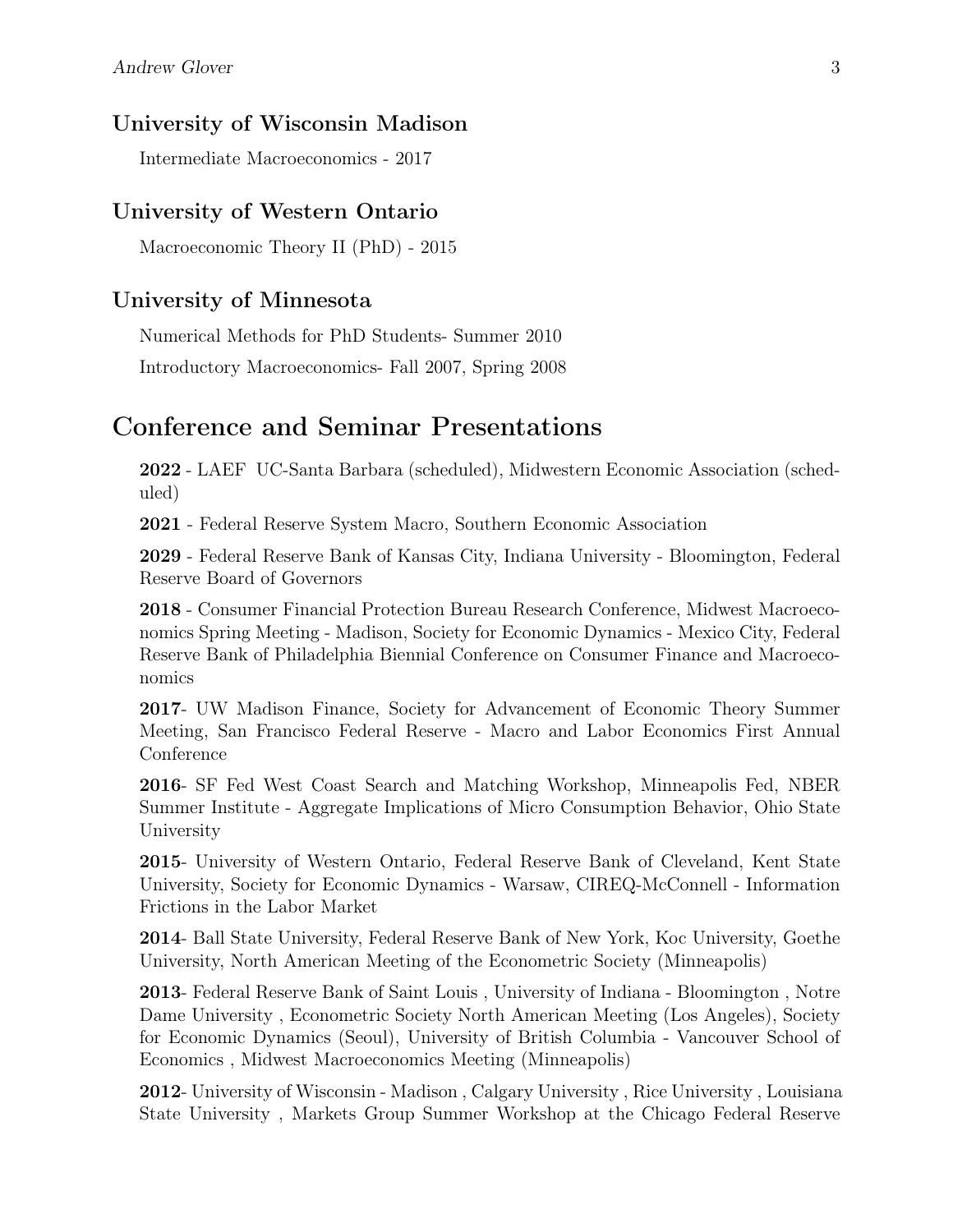### University of Wisconsin Madison

Intermediate Macroeconomics - 2017

### University of Western Ontario

Macroeconomic Theory II (PhD) - 2015

### University of Minnesota

Numerical Methods for PhD Students- Summer 2010

Introductory Macroeconomics- Fall 2007, Spring 2008

## Conference and Seminar Presentations

**2022** - LAEF UC-Santa Barbara (scheduled), Midwestern Economic Association (scheduled)

**2021** - Federal Reserve System Macro, Southern Economic Association

**2029** - Federal Reserve Bank of Kansas City, Indiana University - Bloomington, Federal Reserve Board of Governors

**2018** - Consumer Financial Protection Bureau Research Conference, Midwest Macroeconomics Spring Meeting - Madison, Society for Economic Dynamics - Mexico City, Federal Reserve Bank of Philadelphia Biennial Conference on Consumer Finance and Macroeconomics

**2017**- UW Madison Finance, Society for Advancement of Economic Theory Summer Meeting, San Francisco Federal Reserve - Macro and Labor Economics First Annual Conference

**2016**- SF Fed West Coast Search and Matching Workshop, Minneapolis Fed, NBER Summer Institute - Aggregate Implications of Micro Consumption Behavior, Ohio State University

**2015**- University of Western Ontario, Federal Reserve Bank of Cleveland, Kent State University, Society for Economic Dynamics - Warsaw, CIREQ-McConnell - Information Frictions in the Labor Market

**2014**- Ball State University, Federal Reserve Bank of New York, Koc University, Goethe University, North American Meeting of the Econometric Society (Minneapolis)

**2013**- Federal Reserve Bank of Saint Louis , University of Indiana - Bloomington , Notre Dame University , Econometric Society North American Meeting (Los Angeles), Society for Economic Dynamics (Seoul), University of British Columbia - Vancouver School of Economics , Midwest Macroeconomics Meeting (Minneapolis)

**2012**- University of Wisconsin - Madison , Calgary University , Rice University , Louisiana State University , Markets Group Summer Workshop at the Chicago Federal Reserve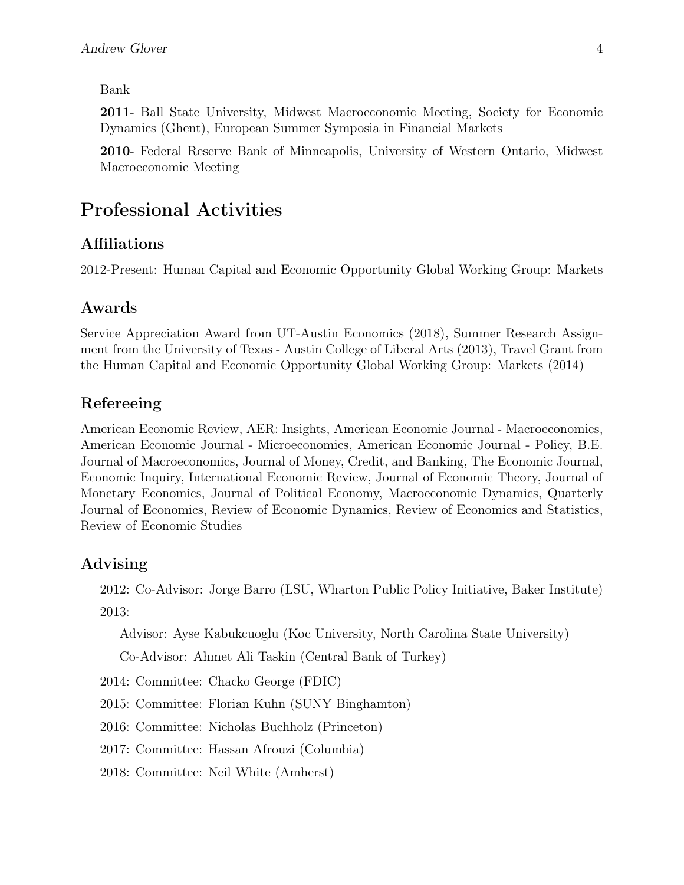Bank

**2011**- Ball State University, Midwest Macroeconomic Meeting, Society for Economic Dynamics (Ghent), European Summer Symposia in Financial Markets

**2010**- Federal Reserve Bank of Minneapolis, University of Western Ontario, Midwest Macroeconomic Meeting

# Professional Activities

## Affiliations

2012-Present: Human Capital and Economic Opportunity Global Working Group: Markets

## Awards

Service Appreciation Award from UT-Austin Economics (2018), Summer Research Assignment from the University of Texas - Austin College of Liberal Arts (2013), Travel Grant from the Human Capital and Economic Opportunity Global Working Group: Markets (2014)

## Refereeing

American Economic Review, AER: Insights, American Economic Journal - Macroeconomics, American Economic Journal - Microeconomics, American Economic Journal - Policy, B.E. Journal of Macroeconomics, Journal of Money, Credit, and Banking, The Economic Journal, Economic Inquiry, International Economic Review, Journal of Economic Theory, Journal of Monetary Economics, Journal of Political Economy, Macroeconomic Dynamics, Quarterly Journal of Economics, Review of Economic Dynamics, Review of Economics and Statistics, Review of Economic Studies

## Advising

2012: Co-Advisor: Jorge Barro (LSU, Wharton Public Policy Initiative, Baker Institute)

2013:

- Advisor: Ayse Kabukcuoglu (Koc University, North Carolina State University)
- Co-Advisor: Ahmet Ali Taskin (Central Bank of Turkey)

2014: Committee: Chacko George (FDIC)

2015: Committee: Florian Kuhn (SUNY Binghamton)

2016: Committee: Nicholas Buchholz (Princeton)

2017: Committee: Hassan Afrouzi (Columbia)

2018: Committee: Neil White (Amherst)